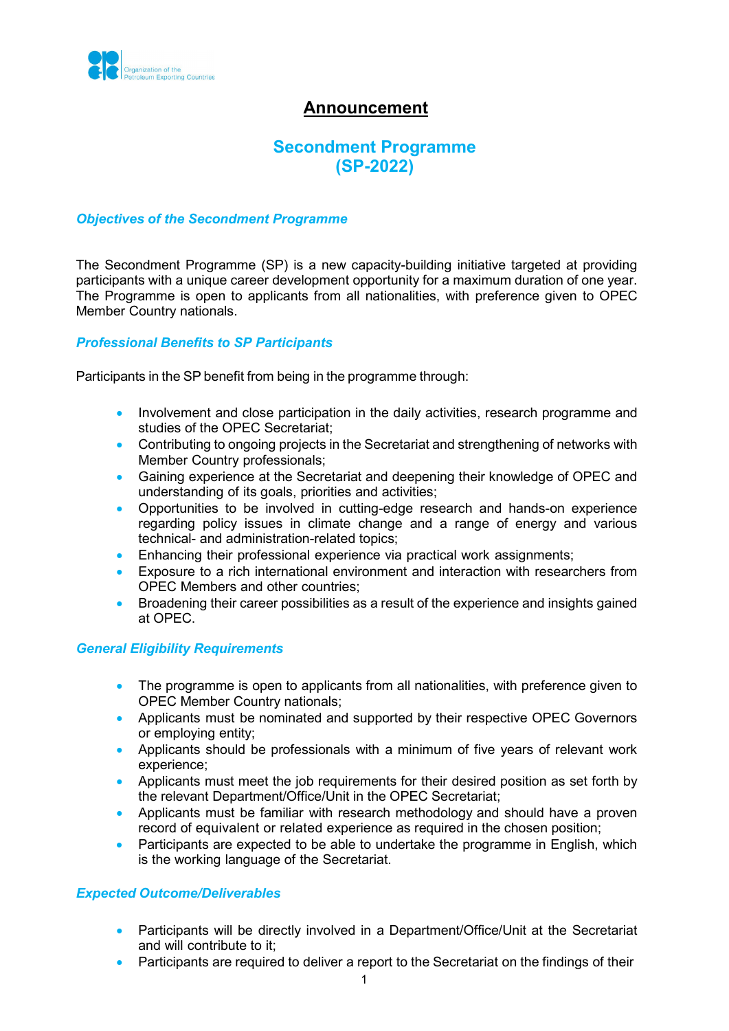Organization of the Petroleum Exporting Countries

# Announcement

## Secondment Programme (SP-2022)

### *Objectives of the Secondment Programme*

The Secondment Programme (SP) is a new capacity-building initiative targeted at providing participants with a unique career development opportunity for a maximum duration of one year. The Programme is open to applicants from all nationalities, with preference given to OPEC Member Country nationals.

### *Professional Benefits to SP Participants*

Participants in the SP benefit from being in the programme through:

- Involvement and close participation in the daily activities, research programme and studies of the OPEC Secretariat;
- Contributing to ongoing projects in the Secretariat and strengthening of networks with Member Country professionals;
- Gaining experience at the Secretariat and deepening their knowledge of OPEC and understanding of its goals, priorities and activities;
- Opportunities to be involved in cutting-edge research and hands-on experience regarding policy issues in climate change and a range of energy and various technical- and administration-related topics;
- Enhancing their professional experience via practical work assignments;
- Exposure to a rich international environment and interaction with researchers from OPEC Members and other countries;
- Broadening their career possibilities as a result of the experience and insights gained at OPEC.

### *General Eligibility Requirements*

- The programme is open to applicants from all nationalities, with preference given to OPEC Member Country nationals;
- Applicants must be nominated and supported by their respective OPEC Governors or employing entity;
- Applicants should be professionals with a minimum of five years of relevant work experience;
- Applicants must meet the job requirements for their desired position as set forth by the relevant Department/Office/Unit in the OPEC Secretariat;
- Applicants must be familiar with research methodology and should have a proven record of equivalent or related experience as required in the chosen position;
- Participants are expected to be able to undertake the programme in English, which is the working language of the Secretariat.

### *Expected Outcome/Deliverables*

- Participants will be directly involved in a Department/Office/Unit at the Secretariat and will contribute to it;
- Participants are required to deliver a report to the Secretariat on the findings of their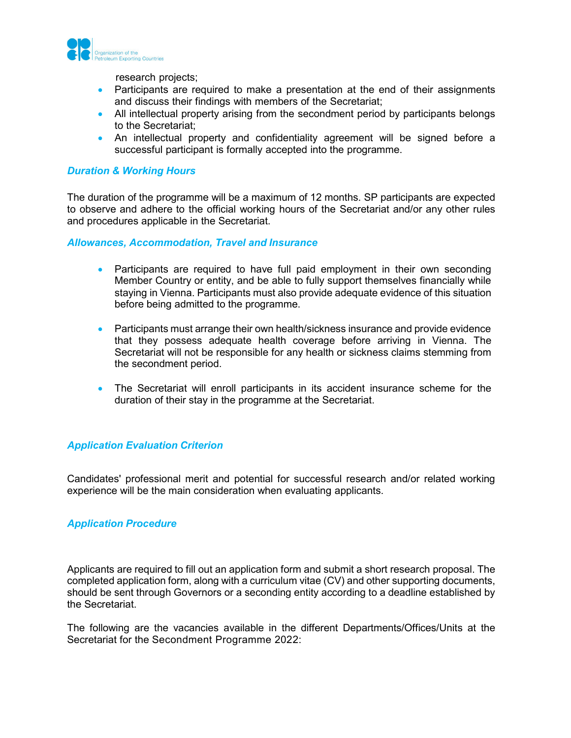research projects;

- Participants are required to make a presentation at the end of their assignments and discuss their findings with members of the Secretariat;
- All intellectual property arising from the secondment period by participants belongs to the Secretariat;
- An intellectual property and confidentiality agreement will be signed before a successful participant is formally accepted into the programme.

### *Duration & Working Hours*

The duration of the programme will be a maximum of 12 months. SP participants are expected to observe and adhere to the official working hours of the Secretariat and/or any other rules and procedures applicable in the Secretariat.

### *Allowances, Accommodation, Travel and Insurance*

- Participants are required to have full paid employment in their own seconding Member Country or entity, and be able to fully support themselves financially while staying in Vienna. Participants must also provide adequate evidence of this situation before being admitted to the programme.

- Participants must arrange their own health/sickness insurance and provide evidence that they possess adequate health coverage before arriving in Vienna. The Secretariat will not be responsible for any health or sickness claims stemming from the secondment period.

- The Secretariat will enroll participants in its accident insurance scheme for the duration of their stay in the programme at the Secretariat.

### *Application Evaluation Criterion*

Candidates' professional merit and potential for successful research and/or related working experience will be the main consideration when evaluating applicants.

### *Application Procedure*

Applicants are required to fill out an application form and submit a short research proposal. The completed application form, along with a curriculum vitae (CV) and other supporting documents, should be sent through Governors or a seconding entity according to a deadline established by the Secretariat.

The following are the vacancies available in the different Departments/Offices/Units at the Secretariat for the Secondment Programme 2022: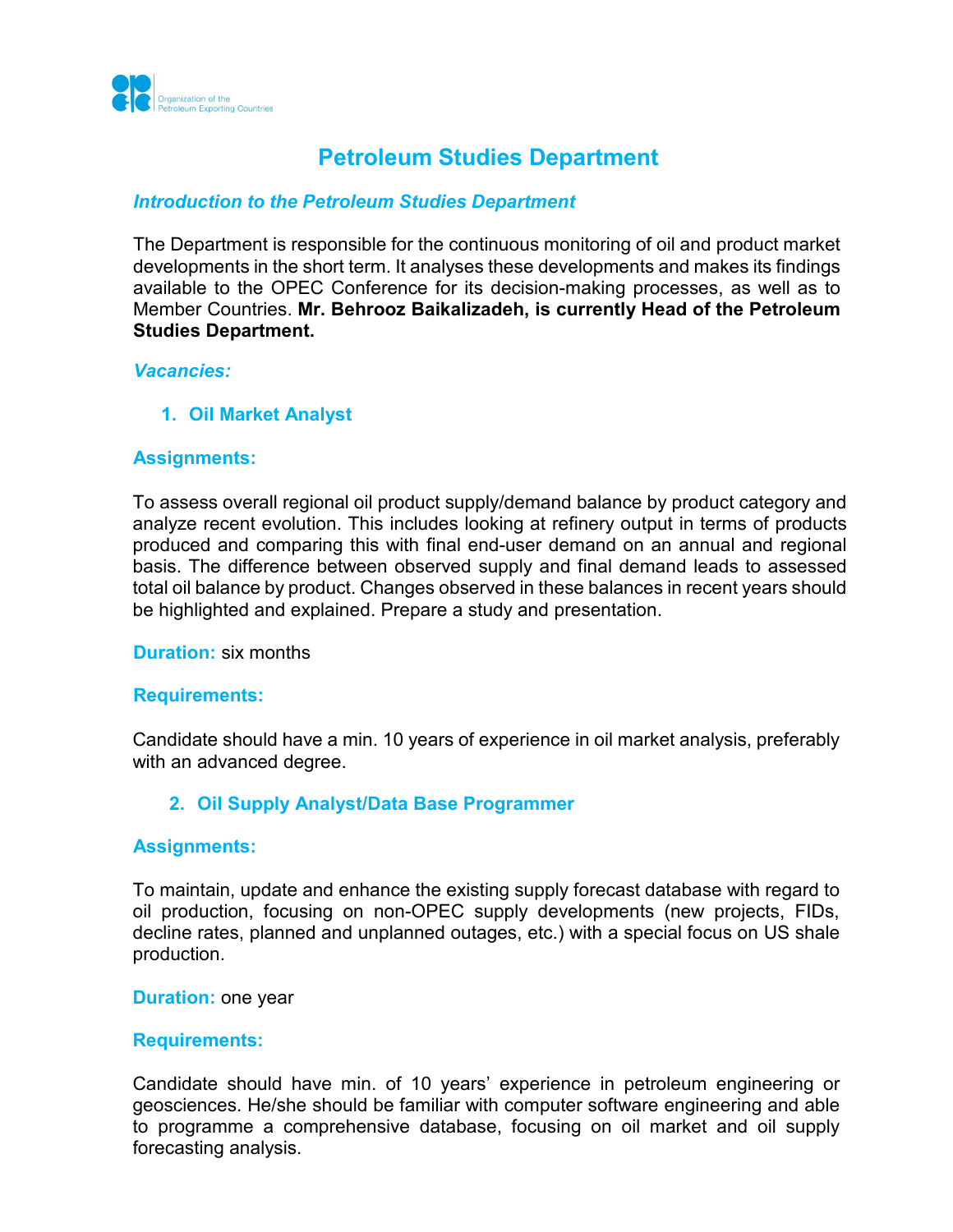# Petroleum Studies Department

### *Introduction to the Petroleum Studies Department*

The Department is responsible for the continuous monitoring of oil and product market developments in the short term. It analyses these developments and makes its findings available to the OPEC Conference for its decision-making processes, as well as to Member Countries. **Mr. Behrooz Baikalizadeh, is currently Head of the Petroleum Studies Department.**

### *Vacancies:*

1. **Oil Market Analyst**

**Assignments:**

To assess overall regional oil product supply/demand balance by product category and analyze recent evolution. This includes looking at refinery output in terms of products produced and comparing this with final end-user demand on an annual and regional basis. The difference between observed supply and final demand leads to assessed total oil balance by product. Changes observed in these balances in recent years should be highlighted and explained. Prepare a study and presentation.

**Duration:** six months

**Requirements:**

Candidate should have a min. 10 years of experience in oil market analysis, preferably with an advanced degree.

2. **Oil Supply Analyst/Data Base Programmer**

**Assignments:**

To maintain, update and enhance the existing supply forecast database with regard to oil production, focusing on non-OPEC supply developments (new projects, FIDs, decline rates, planned and unplanned outages, etc.) with a special focus on US shale production.

**Duration:** one year

**Requirements:**

Candidate should have min. of 10 years' experience in petroleum engineering or geosciences. He/she should be familiar with computer software engineering and able to programme a comprehensive database, focusing on oil market and oil supply forecasting analysis.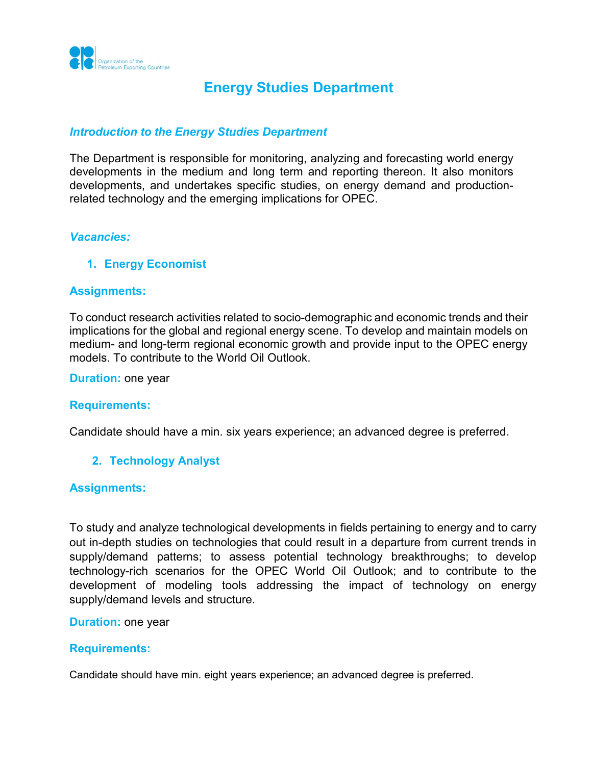# Energy Studies Department

### *Introduction to the Energy Studies Department*

The Department is responsible for monitoring, analyzing and forecasting world energy developments in the medium and long term and reporting thereon. It also monitors developments, and undertakes specific studies, on energy demand and production-related technology and the emerging implications for OPEC.

### *Vacancies:*

1. **Energy Economist**

**Assignments:**

To conduct research activities related to socio-demographic and economic trends and their implications for the global and regional energy scene. To develop and maintain models on medium- and long-term regional economic growth and provide input to the OPEC energy models. To contribute to the World Oil Outlook.

**Duration:** one year

**Requirements:**

Candidate should have a min. six years experience; an advanced degree is preferred.

2. **Technology Analyst**

**Assignments:**

To study and analyze technological developments in fields pertaining to energy and to carry out in-depth studies on technologies that could result in a departure from current trends in supply/demand patterns; to assess potential technology breakthroughs; to develop technology-rich scenarios for the OPEC World Oil Outlook; and to contribute to the development of modeling tools addressing the impact of technology on energy supply/demand levels and structure.

**Duration:** one year

**Requirements:**

Candidate should have min. eight years experience; an advanced degree is preferred.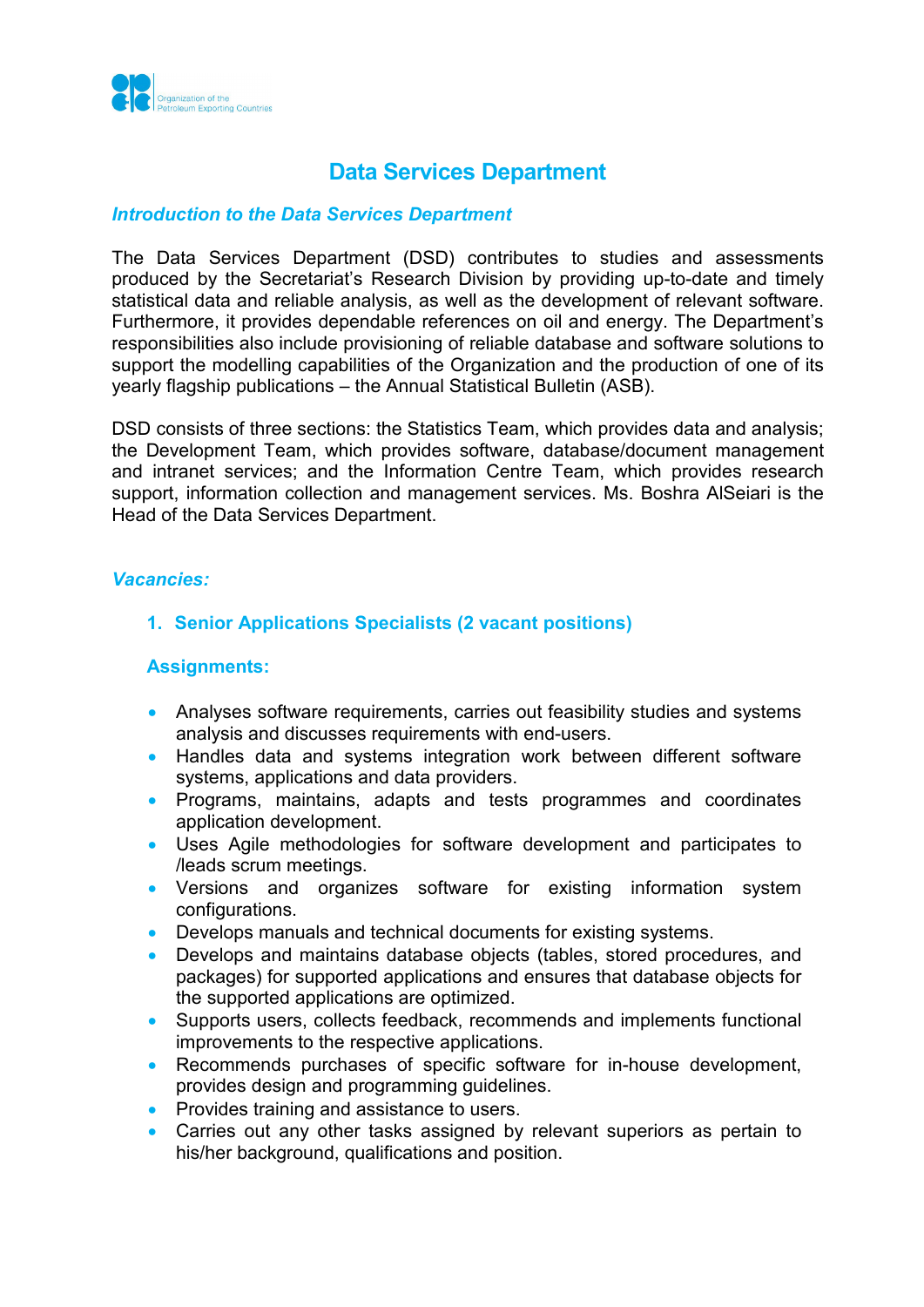# Data Services Department

## *Introduction to the Data Services Department*

The Data Services Department (DSD) contributes to studies and assessments produced by the Secretariat's Research Division by providing up-to-date and timely statistical data and reliable analysis, as well as the development of relevant software. Furthermore, it provides dependable references on oil and energy. The Department's responsibilities also include provisioning of reliable database and software solutions to support the modelling capabilities of the Organization and the production of one of its yearly flagship publications – the Annual Statistical Bulletin (ASB).

DSD consists of three sections: the Statistics Team, which provides data and analysis; the Development Team, which provides software, database/document management and intranet services; and the Information Centre Team, which provides research support, information collection and management services. Ms. Boshra AlSeiari is the Head of the Data Services Department.

## *Vacancies:*

### 1. Senior Applications Specialists (2 vacant positions)

### Assignments:

- Analyses software requirements, carries out feasibility studies and systems analysis and discusses requirements with end-users.
- Handles data and systems integration work between different software systems, applications and data providers.
- Programs, maintains, adapts and tests programmes and coordinates application development.
- Uses Agile methodologies for software development and participates to /leads scrum meetings.
- Versions and organizes software for existing information system configurations.
- Develops manuals and technical documents for existing systems.
- Develops and maintains database objects (tables, stored procedures, and packages) for supported applications and ensures that database objects for the supported applications are optimized.
- Supports users, collects feedback, recommends and implements functional improvements to the respective applications.
- Recommends purchases of specific software for in-house development, provides design and programming guidelines.
- Provides training and assistance to users.
- Carries out any other tasks assigned by relevant superiors as pertain to his/her background, qualifications and position.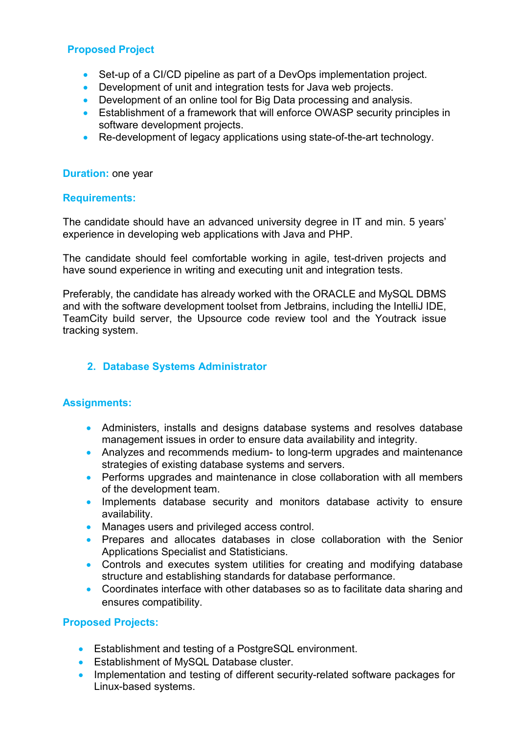### Proposed Project

- Set-up of a CI/CD pipeline as part of a DevOps implementation project.
- Development of unit and integration tests for Java web projects.
- Development of an online tool for Big Data processing and analysis.
- Establishment of a framework that will enforce OWASP security principles in software development projects.
- Re-development of legacy applications using state-of-the-art technology.

**Duration:** one year

### Requirements:

The candidate should have an advanced university degree in IT and min. 5 years' experience in developing web applications with Java and PHP.

The candidate should feel comfortable working in agile, test-driven projects and have sound experience in writing and executing unit and integration tests.

Preferably, the candidate has already worked with the ORACLE and MySQL DBMS and with the software development toolset from Jetbrains, including the IntelliJ IDE, TeamCity build server, the Upsource code review tool and the Youtrack issue tracking system.

## 2. Database Systems Administrator

### Assignments:

- Administers, installs and designs database systems and resolves database management issues in order to ensure data availability and integrity.
- Analyzes and recommends medium- to long-term upgrades and maintenance strategies of existing database systems and servers.
- Performs upgrades and maintenance in close collaboration with all members of the development team.
- Implements database security and monitors database activity to ensure availability.
- Manages users and privileged access control.
- Prepares and allocates databases in close collaboration with the Senior Applications Specialist and Statisticians.
- Controls and executes system utilities for creating and modifying database structure and establishing standards for database performance.
- Coordinates interface with other databases so as to facilitate data sharing and ensures compatibility.

### Proposed Projects:

- Establishment and testing of a PostgreSQL environment.
- Establishment of MySQL Database cluster.
- Implementation and testing of different security-related software packages for Linux-based systems.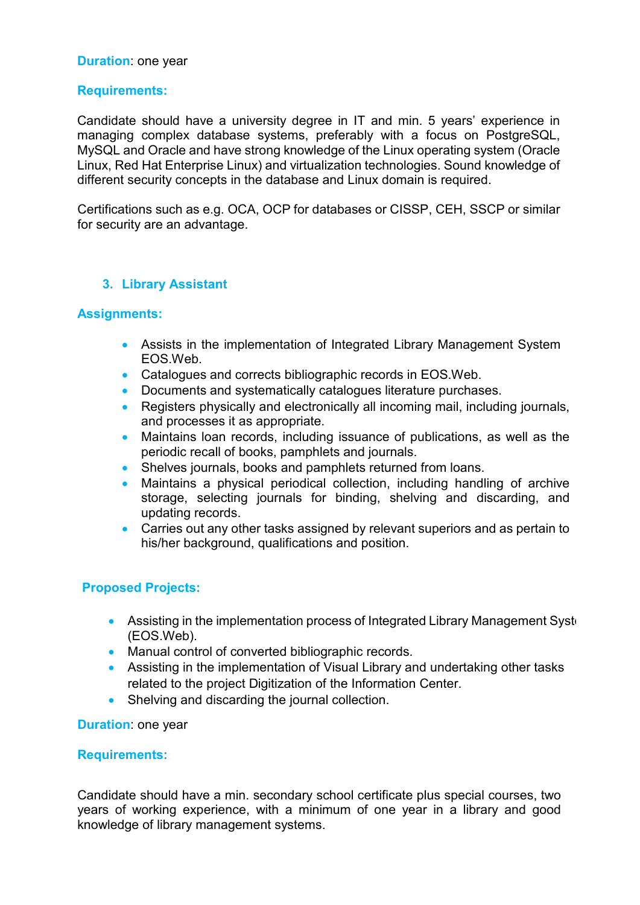**Duration**: one year

**Requirements:**

Candidate should have a university degree in IT and min. 5 years' experience in managing complex database systems, preferably with a focus on PostgreSQL, MySQL and Oracle and have strong knowledge of the Linux operating system (Oracle Linux, Red Hat Enterprise Linux) and virtualization technologies. Sound knowledge of different security concepts in the database and Linux domain is required.

Certifications such as e.g. OCA, OCP for databases or CISSP, CEH, SSCP or similar for security are an advantage.

### 3. Library Assistant

**Assignments:**

- Assists in the implementation of Integrated Library Management System EOS.Web.
- Catalogues and corrects bibliographic records in EOS.Web.
- Documents and systematically catalogues literature purchases.
- Registers physically and electronically all incoming mail, including journals, and processes it as appropriate.
- Maintains loan records, including issuance of publications, as well as the periodic recall of books, pamphlets and journals.
- Shelves journals, books and pamphlets returned from loans.
- Maintains a physical periodical collection, including handling of archive storage, selecting journals for binding, shelving and discarding, and updating records.
- Carries out any other tasks assigned by relevant superiors and as pertain to his/her background, qualifications and position.

**Proposed Projects:**

- Assisting in the implementation process of Integrated Library Management Syst (EOS.Web).
- Manual control of converted bibliographic records.
- Assisting in the implementation of Visual Library and undertaking other tasks related to the project Digitization of the Information Center.
- Shelving and discarding the journal collection.

**Duration**: one year

**Requirements:**

Candidate should have a min. secondary school certificate plus special courses, two years of working experience, with a minimum of one year in a library and good knowledge of library management systems.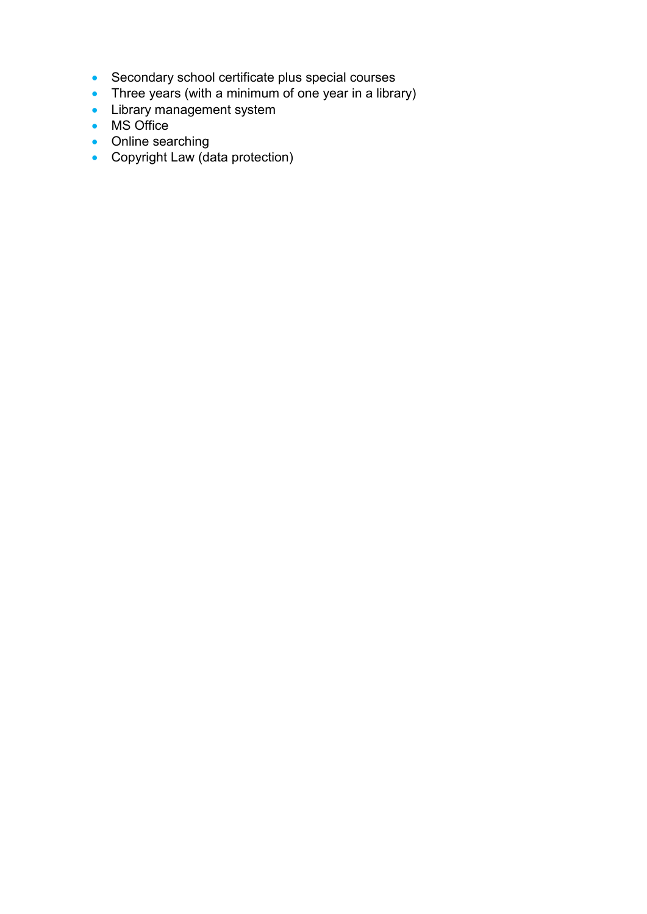- Secondary school certificate plus special courses
- Three years (with a minimum of one year in a library)
- Library management system
- MS Office
- Online searching
- Copyright Law (data protection)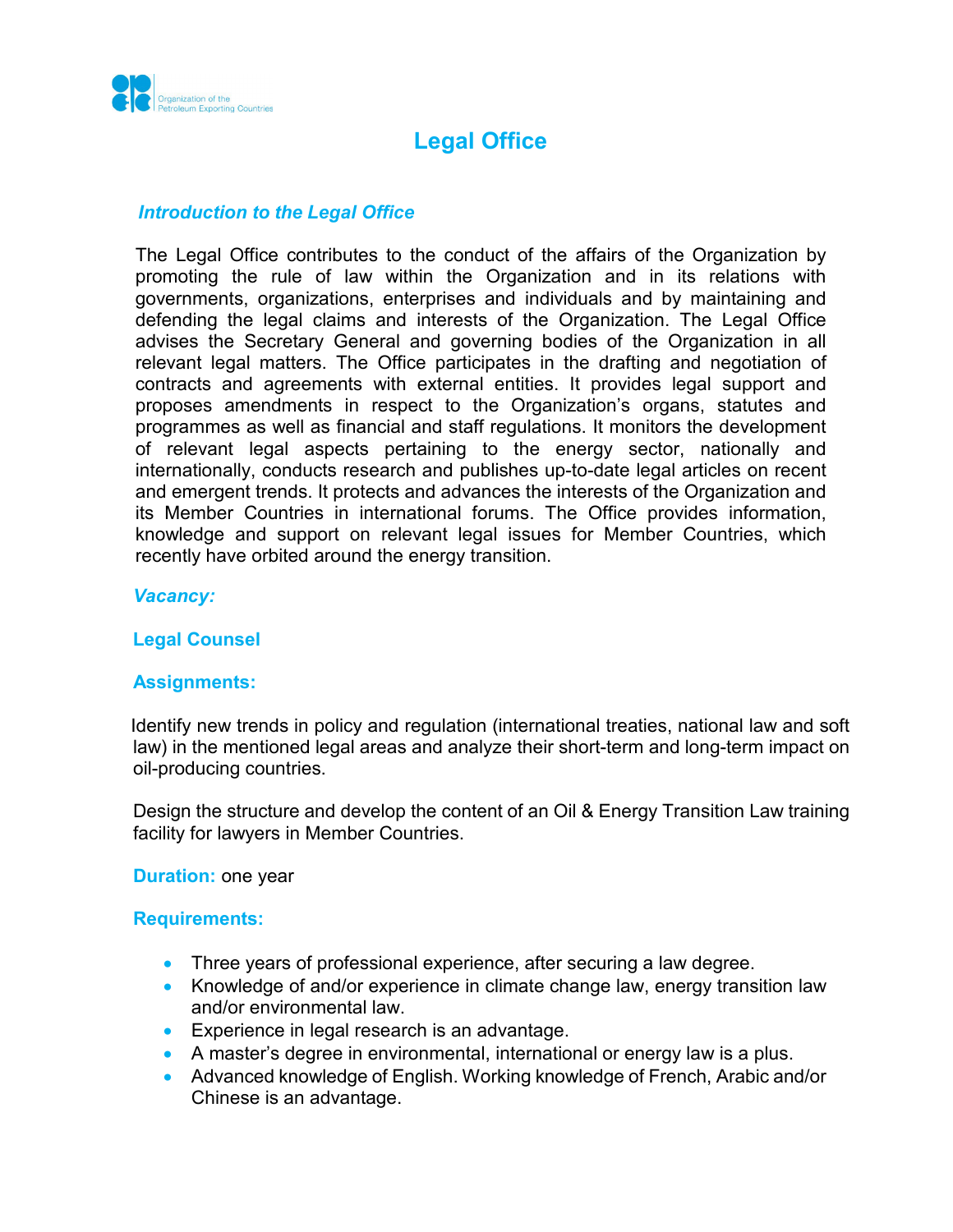# Legal Office

## *Introduction to the Legal Office*

The Legal Office contributes to the conduct of the affairs of the Organization by promoting the rule of law within the Organization and in its relations with governments, organizations, enterprises and individuals and by maintaining and defending the legal claims and interests of the Organization. The Legal Office advises the Secretary General and governing bodies of the Organization in all relevant legal matters. The Office participates in the drafting and negotiation of contracts and agreements with external entities. It provides legal support and proposes amendments in respect to the Organization's organs, statutes and programmes as well as financial and staff regulations. It monitors the development of relevant legal aspects pertaining to the energy sector, nationally and internationally, conducts research and publishes up-to-date legal articles on recent and emergent trends. It protects and advances the interests of the Organization and its Member Countries in international forums. The Office provides information, knowledge and support on relevant legal issues for Member Countries, which recently have orbited around the energy transition.

## *Vacancy:*

### Legal Counsel

### Assignments:

Identify new trends in policy and regulation (international treaties, national law and soft law) in the mentioned legal areas and analyze their short-term and long-term impact on oil-producing countries.

Design the structure and develop the content of an Oil & Energy Transition Law training facility for lawyers in Member Countries.

**Duration:** one year

### Requirements:

- Three years of professional experience, after securing a law degree.
- Knowledge of and/or experience in climate change law, energy transition law and/or environmental law.
- Experience in legal research is an advantage.
- A master's degree in environmental, international or energy law is a plus.
- Advanced knowledge of English. Working knowledge of French, Arabic and/or Chinese is an advantage.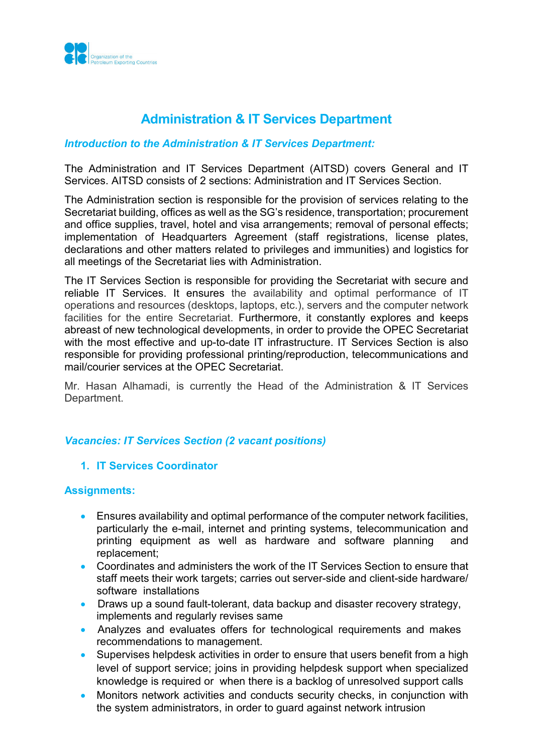# Administration & IT Services Department

### *Introduction to the Administration & IT Services Department:*

The Administration and IT Services Department (AITSD) covers General and IT Services. AITSD consists of 2 sections: Administration and IT Services Section.

The Administration section is responsible for the provision of services relating to the Secretariat building, offices as well as the SG's residence, transportation; procurement and office supplies, travel, hotel and visa arrangements; removal of personal effects; implementation of Headquarters Agreement (staff registrations, license plates, declarations and other matters related to privileges and immunities) and logistics for all meetings of the Secretariat lies with Administration.

The IT Services Section is responsible for providing the Secretariat with secure and reliable IT Services. It ensures the availability and optimal performance of IT operations and resources (desktops, laptops, etc.), servers and the computer network facilities for the entire Secretariat. Furthermore, it constantly explores and keeps abreast of new technological developments, in order to provide the OPEC Secretariat with the most effective and up-to-date IT infrastructure. IT Services Section is also responsible for providing professional printing/reproduction, telecommunications and mail/courier services at the OPEC Secretariat.

Mr. Hasan Alhamadi, is currently the Head of the Administration & IT Services Department.

### *Vacancies: IT Services Section (2 vacant positions)*

1. **IT Services Coordinator**

### Assignments:

- Ensures availability and optimal performance of the computer network facilities, particularly the e-mail, internet and printing systems, telecommunication and printing equipment as well as hardware and software planning and replacement;
- Coordinates and administers the work of the IT Services Section to ensure that staff meets their work targets; carries out server-side and client-side hardware/ software installations
- Draws up a sound fault-tolerant, data backup and disaster recovery strategy, implements and regularly revises same
- Analyzes and evaluates offers for technological requirements and makes recommendations to management.
- Supervises helpdesk activities in order to ensure that users benefit from a high level of support service; joins in providing helpdesk support when specialized knowledge is required or when there is a backlog of unresolved support calls
- Monitors network activities and conducts security checks, in conjunction with the system administrators, in order to guard against network intrusion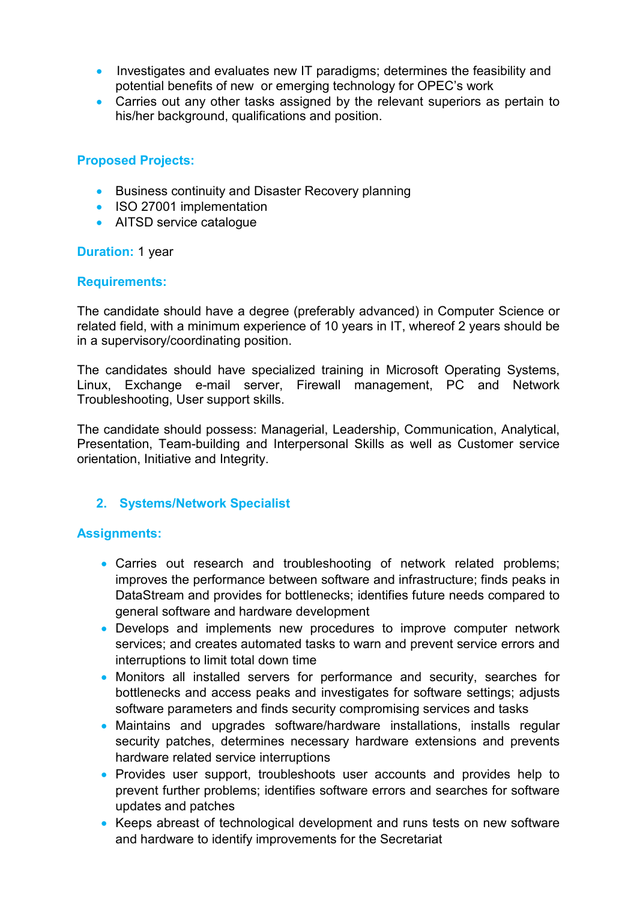- Investigates and evaluates new IT paradigms; determines the feasibility and potential benefits of new or emerging technology for OPEC's work
- Carries out any other tasks assigned by the relevant superiors as pertain to his/her background, qualifications and position.

**Proposed Projects:**

- Business continuity and Disaster Recovery planning
- ISO 27001 implementation
- AITSD service catalogue

**Duration:** 1 year

**Requirements:**

The candidate should have a degree (preferably advanced) in Computer Science or related field, with a minimum experience of 10 years in IT, whereof 2 years should be in a supervisory/coordinating position.

The candidates should have specialized training in Microsoft Operating Systems, Linux, Exchange e-mail server, Firewall management, PC and Network Troubleshooting, User support skills.

The candidate should possess: Managerial, Leadership, Communication, Analytical, Presentation, Team-building and Interpersonal Skills as well as Customer service orientation, Initiative and Integrity.

## 2. Systems/Network Specialist

**Assignments:**

- Carries out research and troubleshooting of network related problems; improves the performance between software and infrastructure; finds peaks in DataStream and provides for bottlenecks; identifies future needs compared to general software and hardware development
- Develops and implements new procedures to improve computer network services; and creates automated tasks to warn and prevent service errors and interruptions to limit total down time
- Monitors all installed servers for performance and security, searches for bottlenecks and access peaks and investigates for software settings; adjusts software parameters and finds security compromising services and tasks
- Maintains and upgrades software/hardware installations, installs regular security patches, determines necessary hardware extensions and prevents hardware related service interruptions
- Provides user support, troubleshoots user accounts and provides help to prevent further problems; identifies software errors and searches for software updates and patches
- Keeps abreast of technological development and runs tests on new software and hardware to identify improvements for the Secretariat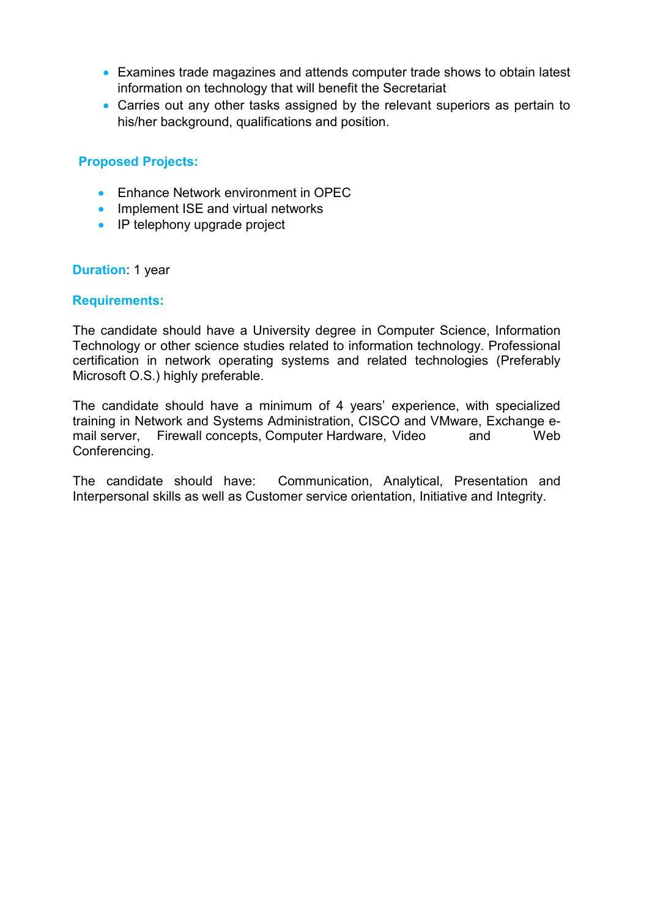- Examines trade magazines and attends computer trade shows to obtain latest information on technology that will benefit the Secretariat
- Carries out any other tasks assigned by the relevant superiors as pertain to his/her background, qualifications and position.

**Proposed Projects:**

- Enhance Network environment in OPEC
- Implement ISE and virtual networks
- IP telephony upgrade project

**Duration**: 1 year

**Requirements:**

The candidate should have a University degree in Computer Science, Information Technology or other science studies related to information technology. Professional certification in network operating systems and related technologies (Preferably Microsoft O.S.) highly preferable.

The candidate should have a minimum of 4 years' experience, with specialized training in Network and Systems Administration, CISCO and VMware, Exchange e-mail server, Firewall concepts, Computer Hardware, Video and Web Conferencing.

The candidate should have: Communication, Analytical, Presentation and Interpersonal skills as well as Customer service orientation, Initiative and Integrity.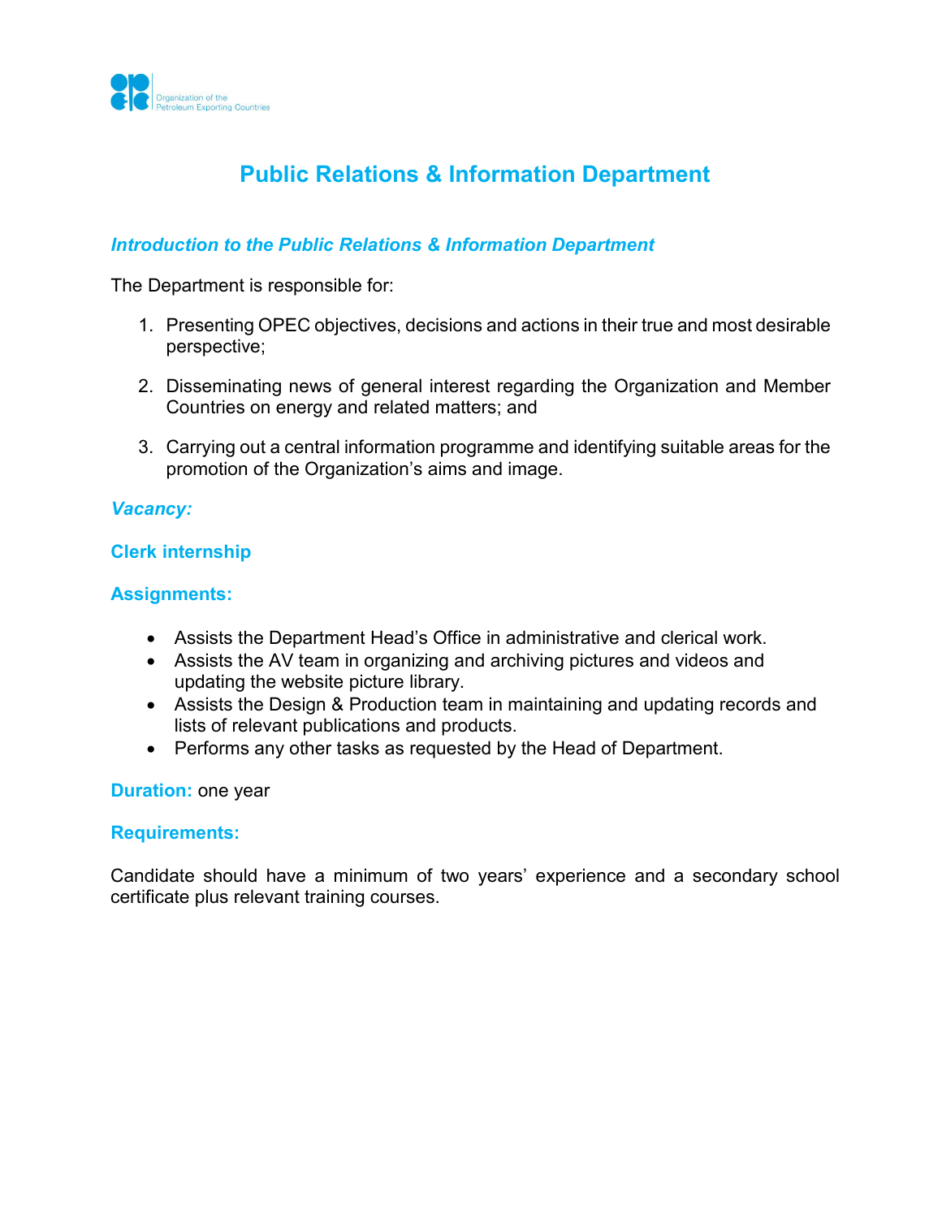# Public Relations & Information Department

## *Introduction to the Public Relations & Information Department*

The Department is responsible for:

1. Presenting OPEC objectives, decisions and actions in their true and most desirable perspective;

2. Disseminating news of general interest regarding the Organization and Member Countries on energy and related matters; and

3. Carrying out a central information programme and identifying suitable areas for the promotion of the Organization's aims and image.

### *Vacancy:*

### Clerk internship

### Assignments:

- Assists the Department Head's Office in administrative and clerical work.
- Assists the AV team in organizing and archiving pictures and videos and updating the website picture library.
- Assists the Design & Production team in maintaining and updating records and lists of relevant publications and products.
- Performs any other tasks as requested by the Head of Department.

**Duration:** one year

### Requirements:

Candidate should have a minimum of two years' experience and a secondary school certificate plus relevant training courses.